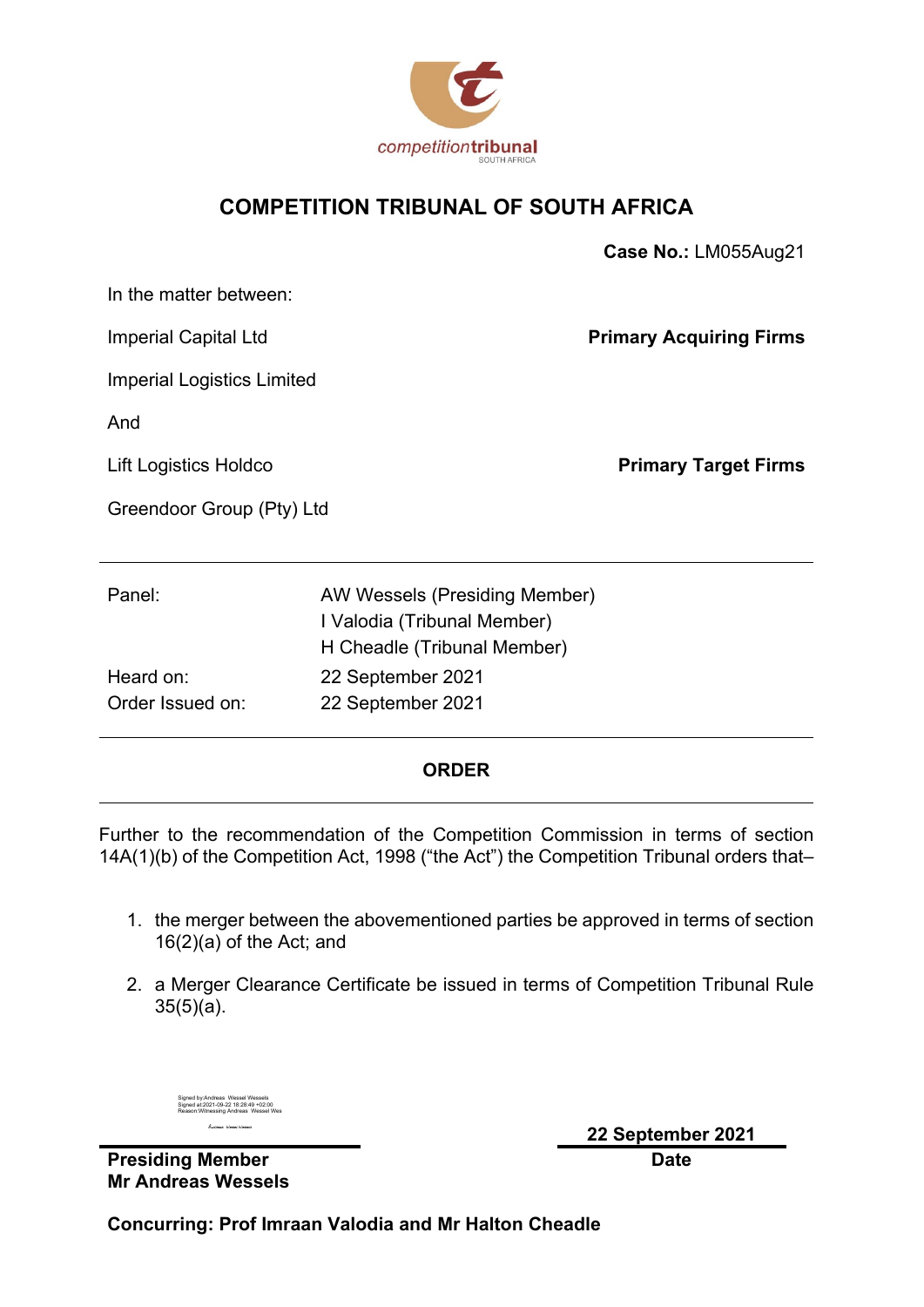# COMPETITION TRIBUNAL OF SOUTH AFRICA

**Case No.:** LM055Aug21

In the matter between:

Imperial Capital Ltd — **Primary Acquiring Firms**

Imperial Logistics Limited

And

Lift Logistics Holdco — **Primary Target Firms**

Greendoor Group (Pty) Ltd

---

| | |
|---|---|
| Panel: | AW Wessels (Presiding Member) |
| | I Valodia (Tribunal Member) |
| | H Cheadle (Tribunal Member) |
| Heard on: | 22 September 2021 |
| Order Issued on: | 22 September 2021 |

---

## ORDER

---

Further to the recommendation of the Competition Commission in terms of section 14A(1)(b) of the Competition Act, 1998 ("the Act") the Competition Tribunal orders that–

1. the merger between the abovementioned parties be approved in terms of section 16(2)(a) of the Act; and
2. a Merger Clearance Certificate be issued in terms of Competition Tribunal Rule 35(5)(a).

Signed by:Andreas Wessel Wessels
Signed at:2021-09-22 18:28:49 +02:00
Reason:Witnessing Andreas Wessel Wes

**Presiding Member**
**Mr Andreas Wessels**

**22 September 2021**
**Date**

**Concurring: Prof Imraan Valodia and Mr Halton Cheadle**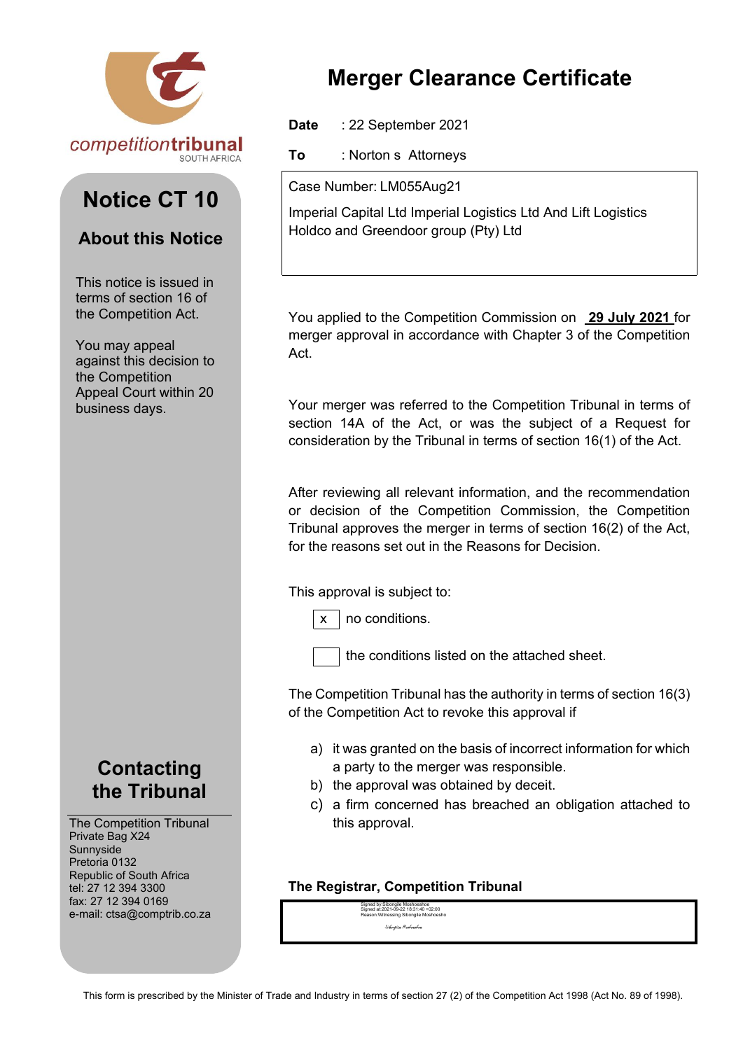competitiontribunal
SOUTH AFRICA

# Merger Clearance Certificate

**Date** : 22 September 2021

**To** : Norton s Attorneys

Case Number: LM055Aug21

Imperial Capital Ltd Imperial Logistics Ltd And Lift Logistics Holdco and Greendoor group (Pty) Ltd

## Notice CT 10

### About this Notice

This notice is issued in terms of section 16 of the Competition Act.

You may appeal against this decision to the Competition Appeal Court within 20 business days.

You applied to the Competition Commission on **29 July 2021** for merger approval in accordance with Chapter 3 of the Competition Act.

Your merger was referred to the Competition Tribunal in terms of section 14A of the Act, or was the subject of a Request for consideration by the Tribunal in terms of section 16(1) of the Act.

After reviewing all relevant information, and the recommendation or decision of the Competition Commission, the Competition Tribunal approves the merger in terms of section 16(2) of the Act, for the reasons set out in the Reasons for Decision.

This approval is subject to:

- [x] no conditions.
- [ ] the conditions listed on the attached sheet.

The Competition Tribunal has the authority in terms of section 16(3) of the Competition Act to revoke this approval if

a) it was granted on the basis of incorrect information for which a party to the merger was responsible.
b) the approval was obtained by deceit.
c) a firm concerned has breached an obligation attached to this approval.

### Contacting the Tribunal

The Competition Tribunal
Private Bag X24
Sunnyside
Pretoria 0132
Republic of South Africa
tel: 27 12 394 3300
fax: 27 12 394 0169
e-mail: ctsa@comptrib.co.za

**The Registrar, Competition Tribunal**

Signed by:Sibongile Moshoeshoe
Signed at:2021-09-22 18:31:40 +02:00
Reason:Witnessing Sibongile Moshoeshoe

This form is prescribed by the Minister of Trade and Industry in terms of section 27 (2) of the Competition Act 1998 (Act No. 89 of 1998).